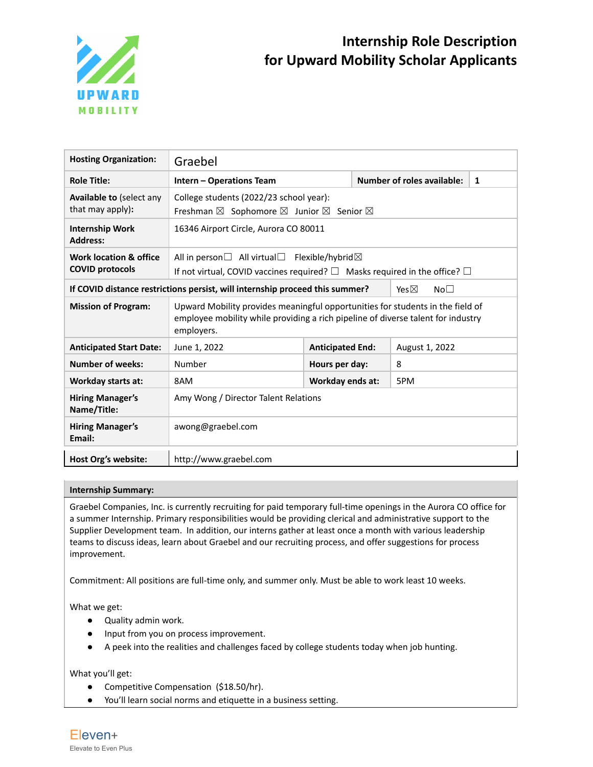# Internship Role Description for Upward Mobility Scholar Applicants

| | | | |
|---|---|---|---|
| **Hosting Organization:** | Graebel | | |
| **Role Title:** | **Intern – Operations Team** | **Number of roles available:** | **1** |
| **Available to** (select any that may apply): | College students (2022/23 school year): Freshman ☒ Sophomore ☒ Junior ☒ Senior ☒ | | |
| **Internship Work Address:** | 16346 Airport Circle, Aurora CO 80011 | | |
| **Work location & office COVID protocols** | All in person☐ All virtual☐ Flexible/hybrid☒ If not virtual, COVID vaccines required? ☐ Masks required in the office? ☐ | | |
| **If COVID distance restrictions persist, will internship proceed this summer?** | | Yes☒ | No☐ |
| **Mission of Program:** | Upward Mobility provides meaningful opportunities for students in the field of employee mobility while providing a rich pipeline of diverse talent for industry employers. | | |
| **Anticipated Start Date:** | June 1, 2022 | **Anticipated End:** | August 1, 2022 |
| **Number of weeks:** | Number | **Hours per day:** | 8 |
| **Workday starts at:** | 8AM | **Workday ends at:** | 5PM |
| **Hiring Manager's Name/Title:** | Amy Wong / Director Talent Relations | | |
| **Hiring Manager's Email:** | awong@graebel.com | | |
| **Host Org's website:** | http://www.graebel.com | | |

**Internship Summary:**

Graebel Companies, Inc. is currently recruiting for paid temporary full-time openings in the Aurora CO office for a summer Internship. Primary responsibilities would be providing clerical and administrative support to the Supplier Development team. In addition, our interns gather at least once a month with various leadership teams to discuss ideas, learn about Graebel and our recruiting process, and offer suggestions for process improvement.

Commitment: All positions are full-time only, and summer only. Must be able to work least 10 weeks.

What we get:

- Quality admin work.
- Input from you on process improvement.
- A peek into the realities and challenges faced by college students today when job hunting.

What you'll get:

- Competitive Compensation ($18.50/hr).
- You'll learn social norms and etiquette in a business setting.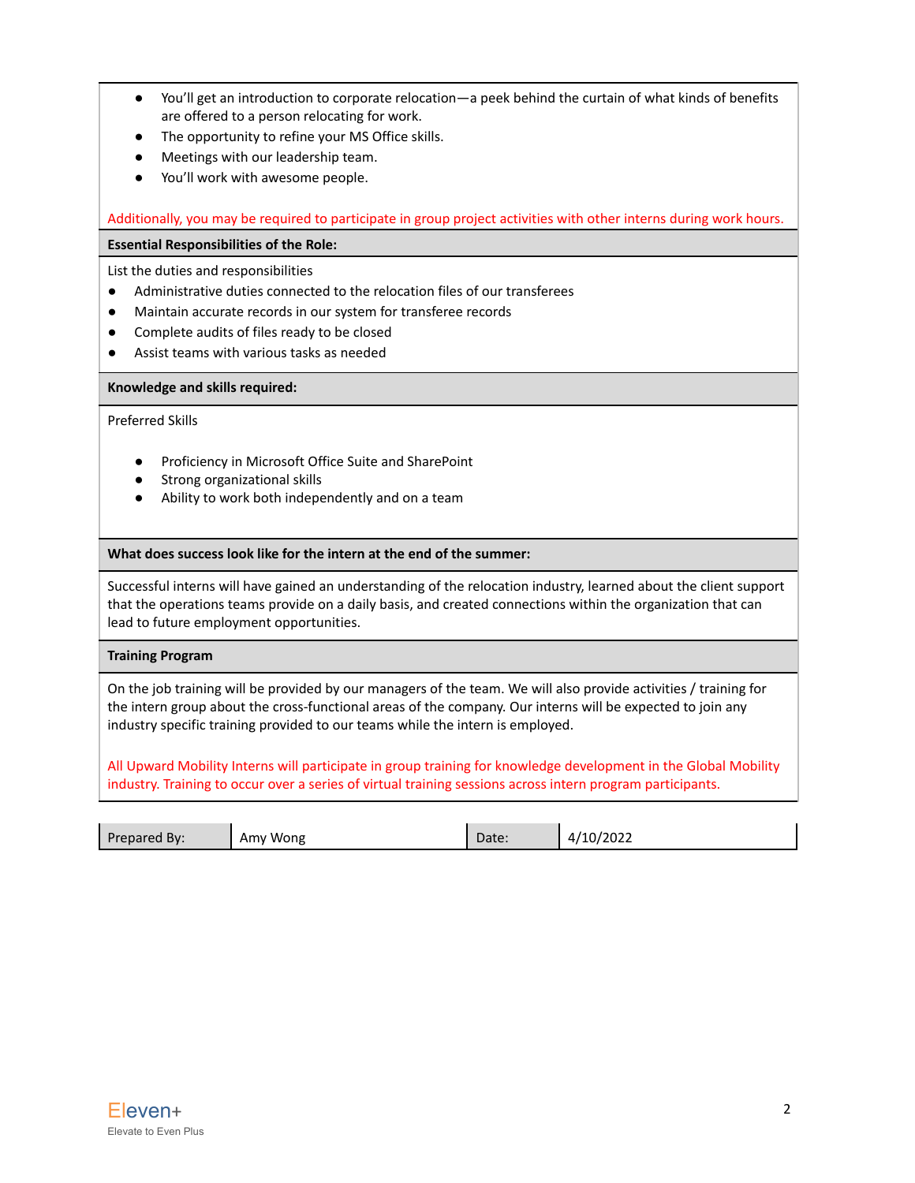- You'll get an introduction to corporate relocation—a peek behind the curtain of what kinds of benefits are offered to a person relocating for work.
- The opportunity to refine your MS Office skills.
- Meetings with our leadership team.
- You'll work with awesome people.

Additionally, you may be required to participate in group project activities with other interns during work hours.

**Essential Responsibilities of the Role:**

List the duties and responsibilities

- Administrative duties connected to the relocation files of our transferees
- Maintain accurate records in our system for transferee records
- Complete audits of files ready to be closed
- Assist teams with various tasks as needed

**Knowledge and skills required:**

Preferred Skills

- Proficiency in Microsoft Office Suite and SharePoint
- Strong organizational skills
- Ability to work both independently and on a team

**What does success look like for the intern at the end of the summer:**

Successful interns will have gained an understanding of the relocation industry, learned about the client support that the operations teams provide on a daily basis, and created connections within the organization that can lead to future employment opportunities.

**Training Program**

On the job training will be provided by our managers of the team. We will also provide activities / training for the intern group about the cross-functional areas of the company. Our interns will be expected to join any industry specific training provided to our teams while the intern is employed.

All Upward Mobility Interns will participate in group training for knowledge development in the Global Mobility industry. Training to occur over a series of virtual training sessions across intern program participants.

| | | | |
|---|---|---|---|
| Prepared By: | Amy Wong | Date: | 4/10/2022 |

Eleven+
Elevate to Even Plus